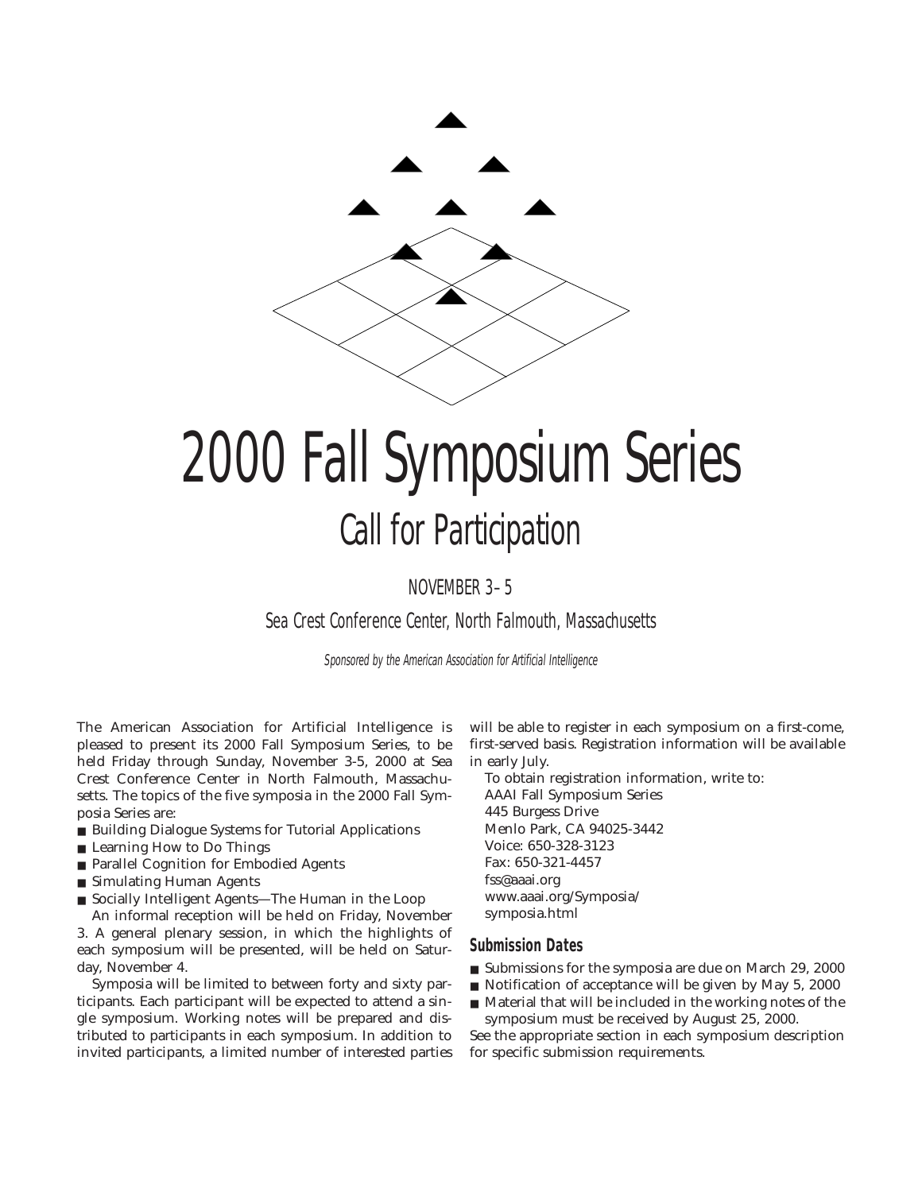# 2000 Fall Symposium Series

## Call for Participation

NOVEMBER 3–5

Sea Crest Conference Center, North Falmouth, Massachusetts

*Sponsored by the American Association for Artificial Intelligence*

The American Association for Artificial Intelligence is pleased to present its 2000 Fall Symposium Series, to be held Friday through Sunday, November 3-5, 2000 at Sea Crest Conference Center in North Falmouth, Massachusetts. The topics of the five symposia in the 2000 Fall Symposia Series are:

- Building Dialogue Systems for Tutorial Applications
- Learning How to Do Things
- Parallel Cognition for Embodied Agents
- Simulating Human Agents
- Socially Intelligent Agents—The Human in the Loop

An informal reception will be held on Friday, November 3. A general plenary session, in which the highlights of each symposium will be presented, will be held on Saturday, November 4.

Symposia will be limited to between forty and sixty participants. Each participant will be expected to attend a single symposium. Working notes will be prepared and distributed to participants in each symposium. In addition to invited participants, a limited number of interested parties will be able to register in each symposium on a first-come, first-served basis. Registration information will be available in early July.

To obtain registration information, write to:
AAAI Fall Symposium Series
445 Burgess Drive
Menlo Park, CA 94025-3442
Voice: 650-328-3123
Fax: 650-321-4457
fss@aaai.org
www.aaai.org/Symposia/symposia.html

### Submission Dates

- Submissions for the symposia are due on March 29, 2000
- Notification of acceptance will be given by May 5, 2000
- Material that will be included in the working notes of the symposium must be received by August 25, 2000.

See the appropriate section in each symposium description for specific submission requirements.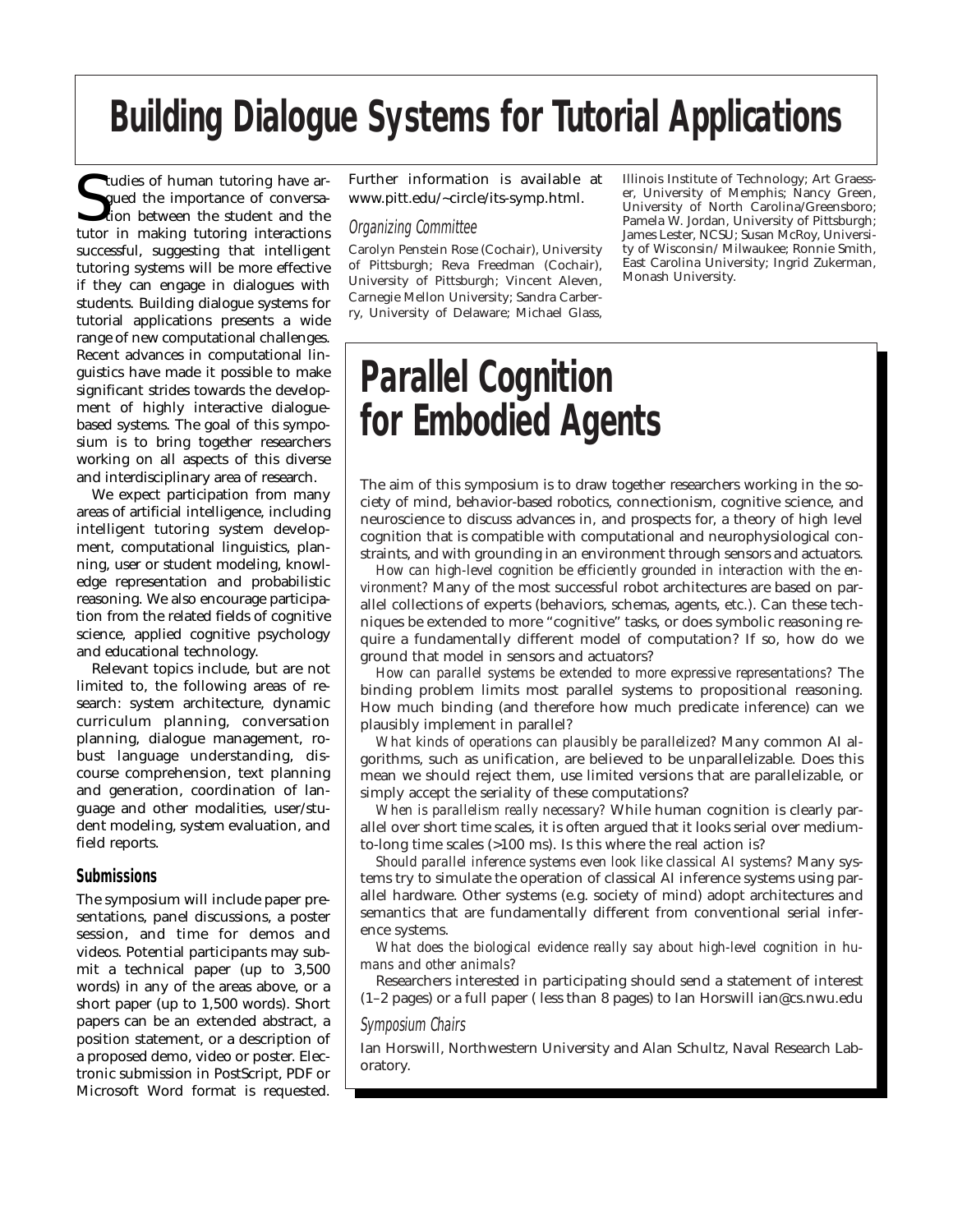# Building Dialogue Systems for Tutorial Applications

Studies of human tutoring have argued the importance of conversation between the student and the tutor in making tutoring interactions successful, suggesting that intelligent tutoring systems will be more effective if they can engage in dialogues with students. Building dialogue systems for tutorial applications presents a wide range of new computational challenges. Recent advances in computational linguistics have made it possible to make significant strides towards the development of highly interactive dialogue-based systems. The goal of this symposium is to bring together researchers working on all aspects of this diverse and interdisciplinary area of research.

We expect participation from many areas of artificial intelligence, including intelligent tutoring system development, computational linguistics, planning, user or student modeling, knowledge representation and probabilistic reasoning. We also encourage participation from the related fields of cognitive science, applied cognitive psychology and educational technology.

Relevant topics include, but are not limited to, the following areas of research: system architecture, dynamic curriculum planning, conversation planning, dialogue management, robust language understanding, discourse comprehension, text planning and generation, coordination of language and other modalities, user/student modeling, system evaluation, and field reports.

## Submissions

The symposium will include paper presentations, panel discussions, a poster session, and time for demos and videos. Potential participants may submit a technical paper (up to 3,500 words) in any of the areas above, or a short paper (up to 1,500 words). Short papers can be an extended abstract, a position statement, or a description of a proposed demo, video or poster. Electronic submission in PostScript, PDF or Microsoft Word format is requested. Further information is available at www.pitt.edu/~circle/its-symp.html.

### Organizing Committee

Carolyn Penstein Rose (Cochair), University of Pittsburgh; Reva Freedman (Cochair), University of Pittsburgh; Vincent Aleven, Carnegie Mellon University; Sandra Carberry, University of Delaware; Michael Glass, Illinois Institute of Technology; Art Graesser, University of Memphis; Nancy Green, University of North Carolina/Greensboro; Pamela W. Jordan, University of Pittsburgh; James Lester, NCSU; Susan McRoy, University of Wisconsin/ Milwaukee; Ronnie Smith, East Carolina University; Ingrid Zukerman, Monash University.

# Parallel Cognition for Embodied Agents

The aim of this symposium is to draw together researchers working in the society of mind, behavior-based robotics, connectionism, cognitive science, and neuroscience to discuss advances in, and prospects for, a theory of high level cognition that is compatible with computational and neurophysiological constraints, and with grounding in an environment through sensors and actuators.

*How can high-level cognition be efficiently grounded in interaction with the environment?* Many of the most successful robot architectures are based on parallel collections of experts (behaviors, schemas, agents, etc.). Can these techniques be extended to more "cognitive" tasks, or does symbolic reasoning require a fundamentally different model of computation? If so, how do we ground that model in sensors and actuators?

*How can parallel systems be extended to more expressive representations?* The binding problem limits most parallel systems to propositional reasoning. How much binding (and therefore how much predicate inference) can we plausibly implement in parallel?

*What kinds of operations can plausibly be parallelized?* Many common AI algorithms, such as unification, are believed to be unparallelizable. Does this mean we should reject them, use limited versions that are parallelizable, or simply accept the seriality of these computations?

*When is parallelism really necessary?* While human cognition is clearly parallel over short time scales, it is often argued that it looks serial over medium-to-long time scales (>100 ms). Is this where the real action is?

*Should parallel inference systems even look like classical AI systems?* Many systems try to simulate the operation of classical AI inference systems using parallel hardware. Other systems (e.g. society of mind) adopt architectures and semantics that are fundamentally different from conventional serial inference systems.

*What does the biological evidence really say about high-level cognition in humans and other animals?*

Researchers interested in participating should send a statement of interest (1–2 pages) or a full paper ( less than 8 pages) to Ian Horswill ian@cs.nwu.edu

### Symposium Chairs

Ian Horswill, Northwestern University and Alan Schultz, Naval Research Laboratory.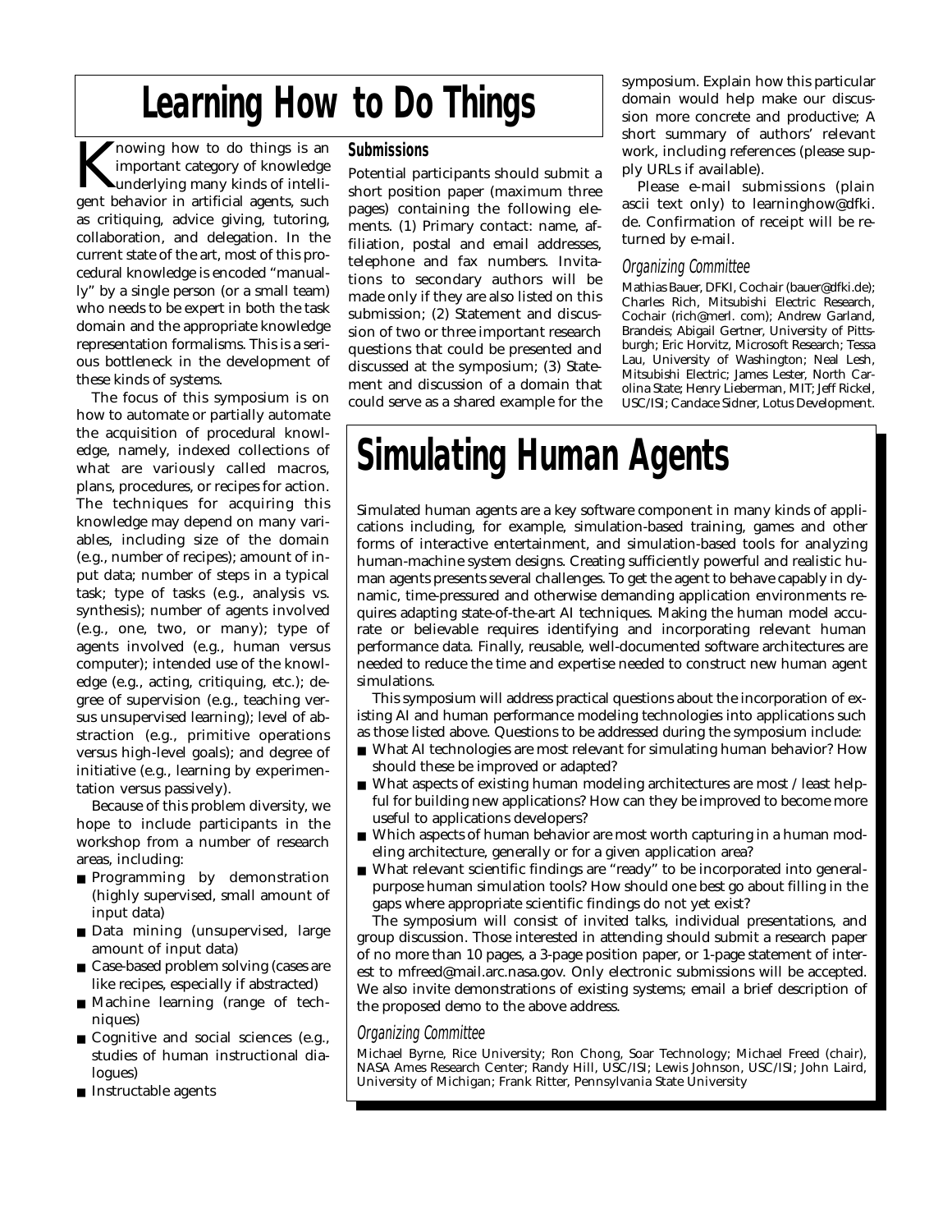# Learning How to Do Things

Knowing how to do things is an important category of knowledge underlying many kinds of intelligent behavior in artificial agents, such as critiquing, advice giving, tutoring, collaboration, and delegation. In the current state of the art, most of this procedural knowledge is encoded "manually" by a single person (or a small team) who needs to be expert in both the task domain and the appropriate knowledge representation formalisms. This is a serious bottleneck in the development of these kinds of systems.

The focus of this symposium is on how to automate or partially automate the acquisition of procedural knowledge, namely, indexed collections of what are variously called macros, plans, procedures, or recipes for action. The techniques for acquiring this knowledge may depend on many variables, including size of the domain (e.g., number of recipes); amount of input data; number of steps in a typical task; type of tasks (e.g., analysis vs. synthesis); number of agents involved (e.g., one, two, or many); type of agents involved (e.g., human versus computer); intended use of the knowledge (e.g., acting, critiquing, etc.); degree of supervision (e.g., teaching versus unsupervised learning); level of abstraction (e.g., primitive operations versus high-level goals); and degree of initiative (e.g., learning by experimentation versus passively).

Because of this problem diversity, we hope to include participants in the workshop from a number of research areas, including:

- Programming by demonstration (highly supervised, small amount of input data)
- Data mining (unsupervised, large amount of input data)
- Case-based problem solving (cases are like recipes, especially if abstracted)
- Machine learning (range of techniques)
- Cognitive and social sciences (e.g., studies of human instructional dialogues)
- Instructable agents

### Submissions

Potential participants should submit a short position paper (maximum three pages) containing the following elements. (1) Primary contact: name, affiliation, postal and email addresses, telephone and fax numbers. Invitations to secondary authors will be made only if they are also listed on this submission; (2) Statement and discussion of two or three important research questions that could be presented and discussed at the symposium; (3) Statement and discussion of a domain that could serve as a shared example for the symposium. Explain how this particular domain would help make our discussion more concrete and productive; A short summary of authors' relevant work, including references (please supply URLs if available).

Please e-mail submissions (plain ascii text only) to learninghow@dfki.de. Confirmation of receipt will be returned by e-mail.

### *Organizing Committee*

Mathias Bauer, DFKI, Cochair (bauer@dfki.de); Charles Rich, Mitsubishi Electric Research, Cochair (rich@merl. com); Andrew Garland, Brandeis; Abigail Gertner, University of Pittsburgh; Eric Horvitz, Microsoft Research; Tessa Lau, University of Washington; Neal Lesh, Mitsubishi Electric; James Lester, North Carolina State; Henry Lieberman, MIT; Jeff Rickel, USC/ISI; Candace Sidner, Lotus Development.

# Simulating Human Agents

Simulated human agents are a key software component in many kinds of applications including, for example, simulation-based training, games and other forms of interactive entertainment, and simulation-based tools for analyzing human-machine system designs. Creating sufficiently powerful and realistic human agents presents several challenges. To get the agent to behave capably in dynamic, time-pressured and otherwise demanding application environments requires adapting state-of-the-art AI techniques. Making the human model accurate or believable requires identifying and incorporating relevant human performance data. Finally, reusable, well-documented software architectures are needed to reduce the time and expertise needed to construct new human agent simulations.

This symposium will address practical questions about the incorporation of existing AI and human performance modeling technologies into applications such as those listed above. Questions to be addressed during the symposium include:

- What AI technologies are most relevant for simulating human behavior? How should these be improved or adapted?
- What aspects of existing human modeling architectures are most / least helpful for building new applications? How can they be improved to become more useful to applications developers?
- Which aspects of human behavior are most worth capturing in a human modeling architecture, generally or for a given application area?
- What relevant scientific findings are "ready" to be incorporated into general-purpose human simulation tools? How should one best go about filling in the gaps where appropriate scientific findings do not yet exist?

The symposium will consist of invited talks, individual presentations, and group discussion. Those interested in attending should submit a research paper of no more than 10 pages, a 3-page position paper, or 1-page statement of interest to mfreed@mail.arc.nasa.gov. Only electronic submissions will be accepted. We also invite demonstrations of existing systems; email a brief description of the proposed demo to the above address.

### *Organizing Committee*

Michael Byrne, Rice University; Ron Chong, Soar Technology; Michael Freed (chair), NASA Ames Research Center; Randy Hill, USC/ISI; Lewis Johnson, USC/ISI; John Laird, University of Michigan; Frank Ritter, Pennsylvania State University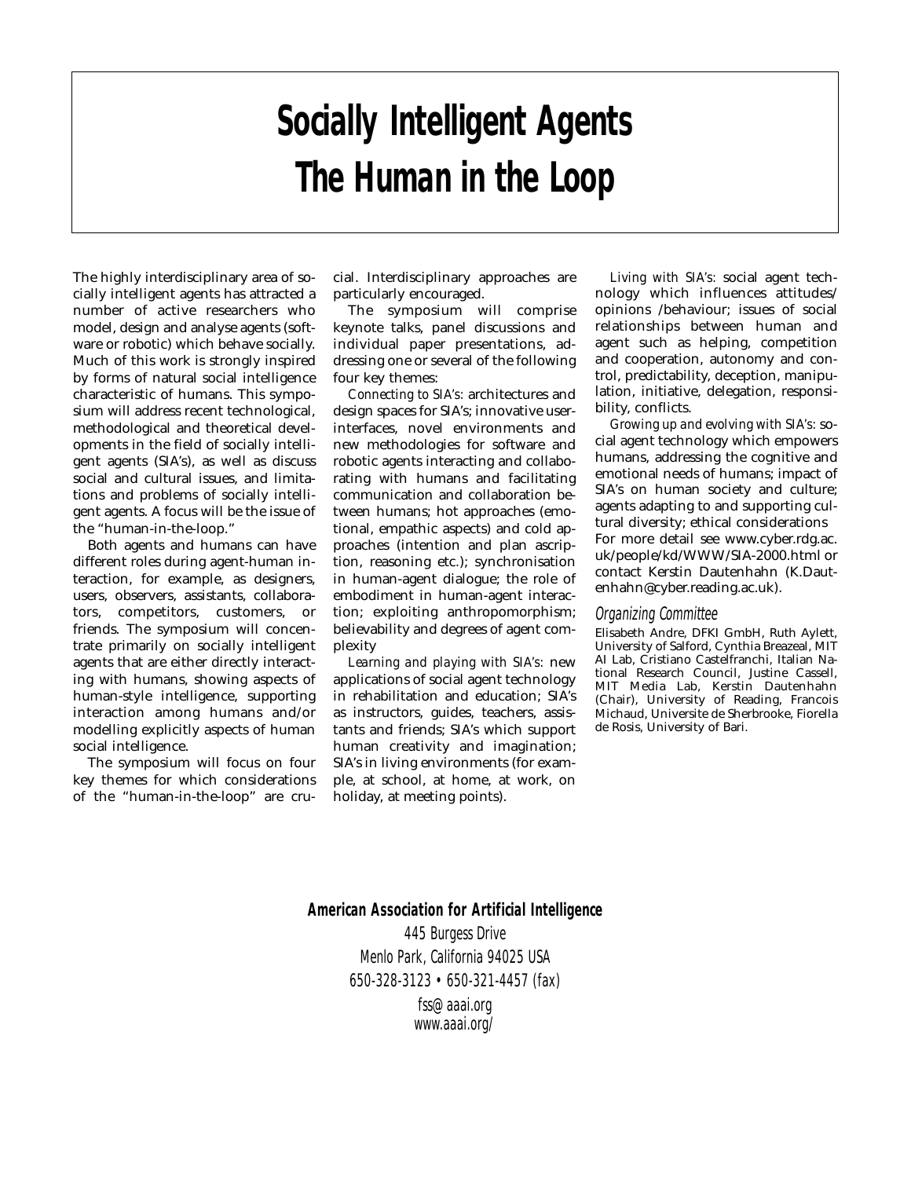# Socially Intelligent Agents
# The Human in the Loop

The highly interdisciplinary area of socially intelligent agents has attracted a number of active researchers who model, design and analyse agents (software or robotic) which behave socially. Much of this work is strongly inspired by forms of natural social intelligence characteristic of humans. This symposium will address recent technological, methodological and theoretical developments in the field of socially intelligent agents (SIA's), as well as discuss social and cultural issues, and limitations and problems of socially intelligent agents. A focus will be the issue of the "human-in-the-loop."

Both agents and humans can have different roles during agent-human interaction, for example, as designers, users, observers, assistants, collaborators, competitors, customers, or friends. The symposium will concentrate primarily on socially intelligent agents that are either directly interacting with humans, showing aspects of human-style intelligence, supporting interaction among humans and/or modelling explicitly aspects of human social intelligence.

The symposium will focus on four key themes for which considerations of the "human-in-the-loop" are crucial. Interdisciplinary approaches are particularly encouraged.

The symposium will comprise keynote talks, panel discussions and individual paper presentations, addressing one or several of the following four key themes:

*Connecting to SIA's*: architectures and design spaces for SIA's; innovative user-interfaces, novel environments and new methodologies for software and robotic agents interacting and collaborating with humans and facilitating communication and collaboration between humans; hot approaches (emotional, empathic aspects) and cold approaches (intention and plan ascription, reasoning etc.); synchronisation in human-agent dialogue; the role of embodiment in human-agent interaction; exploiting anthropomorphism; believability and degrees of agent complexity

*Learning and playing with SIA's*: new applications of social agent technology in rehabilitation and education; SIA's as instructors, guides, teachers, assistants and friends; SIA's which support human creativity and imagination; SIA's in living environments (for example, at school, at home, at work, on holiday, at meeting points).

*Living with SIA's*: social agent technology which influences attitudes/ opinions /behaviour; issues of social relationships between human and agent such as helping, competition and cooperation, autonomy and control, predictability, deception, manipulation, initiative, delegation, responsibility, conflicts.

*Growing up and evolving with SIA's*: social agent technology which empowers humans, addressing the cognitive and emotional needs of humans; impact of SIA's on human society and culture; agents adapting to and supporting cultural diversity; ethical considerations

For more detail see www.cyber.rdg.ac.uk/people/kd/WWW/SIA-2000.html or contact Kerstin Dautenhahn (K.Dautenhahn@cyber.reading.ac.uk).

## Organizing Committee

Elisabeth Andre, DFKI GmbH, Ruth Aylett, University of Salford, Cynthia Breazeal, MIT AI Lab, Cristiano Castelfranchi, Italian National Research Council, Justine Cassell, MIT Media Lab, Kerstin Dautenhahn (Chair), University of Reading, Francois Michaud, Universite de Sherbrooke, Fiorella de Rosis, University of Bari.

**American Association for Artificial Intelligence**
445 Burgess Drive
Menlo Park, California 94025 USA
650-328-3123 • 650-321-4457 (fax)
fss@aaai.org
www.aaai.org/